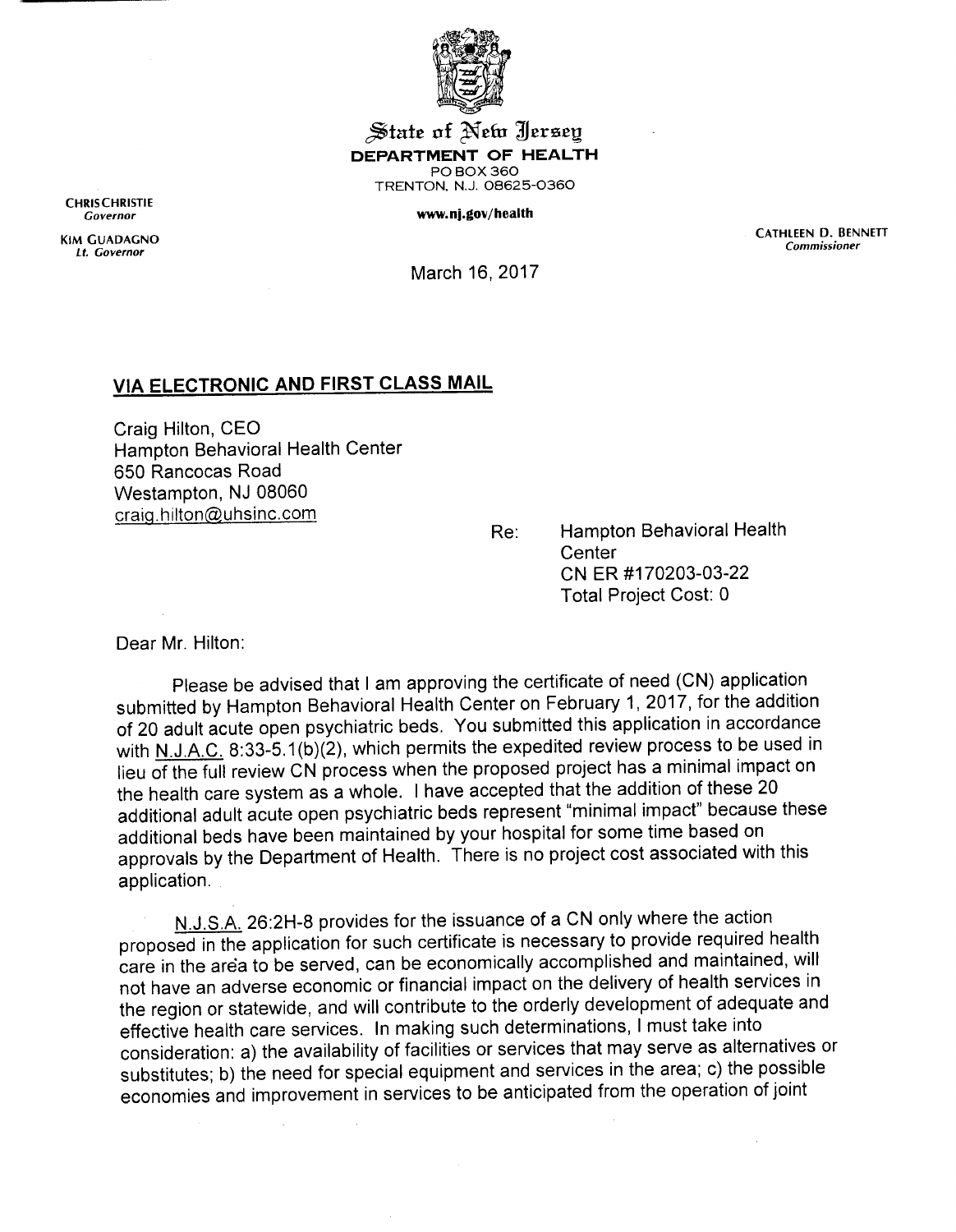State of New Jersey
**DEPARTMENT OF HEALTH**
PO BOX 360
TRENTON, N.J. 08625-0360

**www.nj.gov/health**

**CHRIS CHRISTIE**
*Governor*

**KIM GUADAGNO**
*Lt. Governor*

**CATHLEEN D. BENNETT**
*Commissioner*

March 16, 2017

## VIA ELECTRONIC AND FIRST CLASS MAIL

Craig Hilton, CEO
Hampton Behavioral Health Center
650 Rancocas Road
Westampton, NJ 08060
craig.hilton@uhsinc.com

Re: Hampton Behavioral Health Center
CN ER #170203-03-22
Total Project Cost: 0

Dear Mr. Hilton:

Please be advised that I am approving the certificate of need (CN) application submitted by Hampton Behavioral Health Center on February 1, 2017, for the addition of 20 adult acute open psychiatric beds. You submitted this application in accordance with N.J.A.C. 8:33-5.1(b)(2), which permits the expedited review process to be used in lieu of the full review CN process when the proposed project has a minimal impact on the health care system as a whole. I have accepted that the addition of these 20 additional adult acute open psychiatric beds represent "minimal impact" because these additional beds have been maintained by your hospital for some time based on approvals by the Department of Health. There is no project cost associated with this application.

N.J.S.A. 26:2H-8 provides for the issuance of a CN only where the action proposed in the application for such certificate is necessary to provide required health care in the area to be served, can be economically accomplished and maintained, will not have an adverse economic or financial impact on the delivery of health services in the region or statewide, and will contribute to the orderly development of adequate and effective health care services. In making such determinations, I must take into consideration: a) the availability of facilities or services that may serve as alternatives or substitutes; b) the need for special equipment and services in the area; c) the possible economies and improvement in services to be anticipated from the operation of joint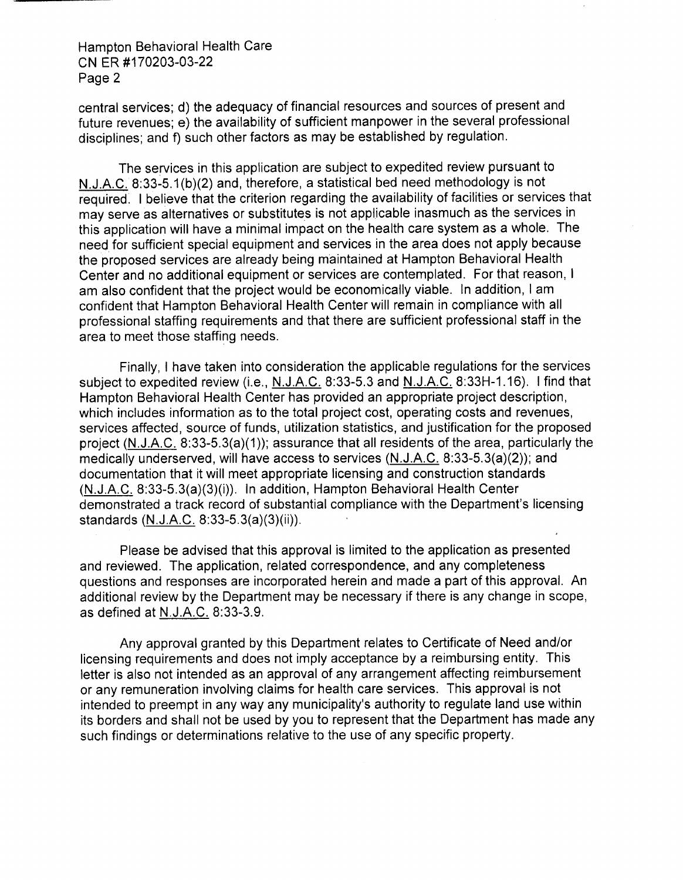central services; d) the adequacy of financial resources and sources of present and future revenues; e) the availability of sufficient manpower in the several professional disciplines; and f) such other factors as may be established by regulation.

The services in this application are subject to expedited review pursuant to N.J.A.C. 8:33-5.1(b)(2) and, therefore, a statistical bed need methodology is not required. I believe that the criterion regarding the availability of facilities or services that may serve as alternatives or substitutes is not applicable inasmuch as the services in this application will have a minimal impact on the health care system as a whole. The need for sufficient special equipment and services in the area does not apply because the proposed services are already being maintained at Hampton Behavioral Health Center and no additional equipment or services are contemplated. For that reason, I am also confident that the project would be economically viable. In addition, I am confident that Hampton Behavioral Health Center will remain in compliance with all professional staffing requirements and that there are sufficient professional staff in the area to meet those staffing needs.

Finally, I have taken into consideration the applicable regulations for the services subject to expedited review (i.e., N.J.A.C. 8:33-5.3 and N.J.A.C. 8:33H-1.16). I find that Hampton Behavioral Health Center has provided an appropriate project description, which includes information as to the total project cost, operating costs and revenues, services affected, source of funds, utilization statistics, and justification for the proposed project (N.J.A.C. 8:33-5.3(a)(1)); assurance that all residents of the area, particularly the medically underserved, will have access to services (N.J.A.C. 8:33-5.3(a)(2)); and documentation that it will meet appropriate licensing and construction standards (N.J.A.C. 8:33-5.3(a)(3)(i)). In addition, Hampton Behavioral Health Center demonstrated a track record of substantial compliance with the Department's licensing standards (N.J.A.C. 8:33-5.3(a)(3)(ii)).

Please be advised that this approval is limited to the application as presented and reviewed. The application, related correspondence, and any completeness questions and responses are incorporated herein and made a part of this approval. An additional review by the Department may be necessary if there is any change in scope, as defined at N.J.A.C. 8:33-3.9.

Any approval granted by this Department relates to Certificate of Need and/or licensing requirements and does not imply acceptance by a reimbursing entity. This letter is also not intended as an approval of any arrangement affecting reimbursement or any remuneration involving claims for health care services. This approval is not intended to preempt in any way any municipality's authority to regulate land use within its borders and shall not be used by you to represent that the Department has made any such findings or determinations relative to the use of any specific property.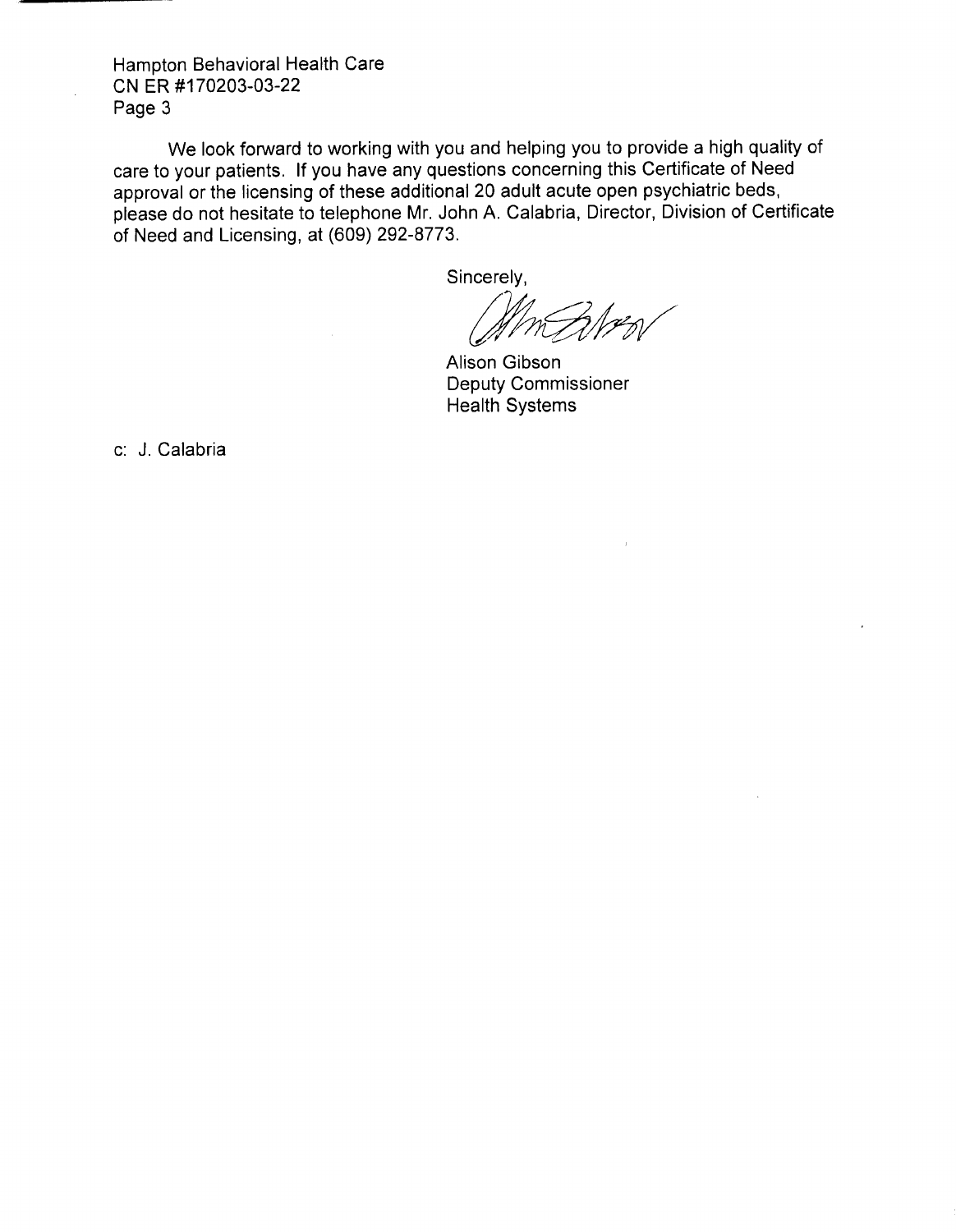Hampton Behavioral Health Care
CN ER #170203-03-22
Page 3

We look forward to working with you and helping you to provide a high quality of care to your patients. If you have any questions concerning this Certificate of Need approval or the licensing of these additional 20 adult acute open psychiatric beds, please do not hesitate to telephone Mr. John A. Calabria, Director, Division of Certificate of Need and Licensing, at (609) 292-8773.

Sincerely,

Alison Gibson
Deputy Commissioner
Health Systems

c: J. Calabria